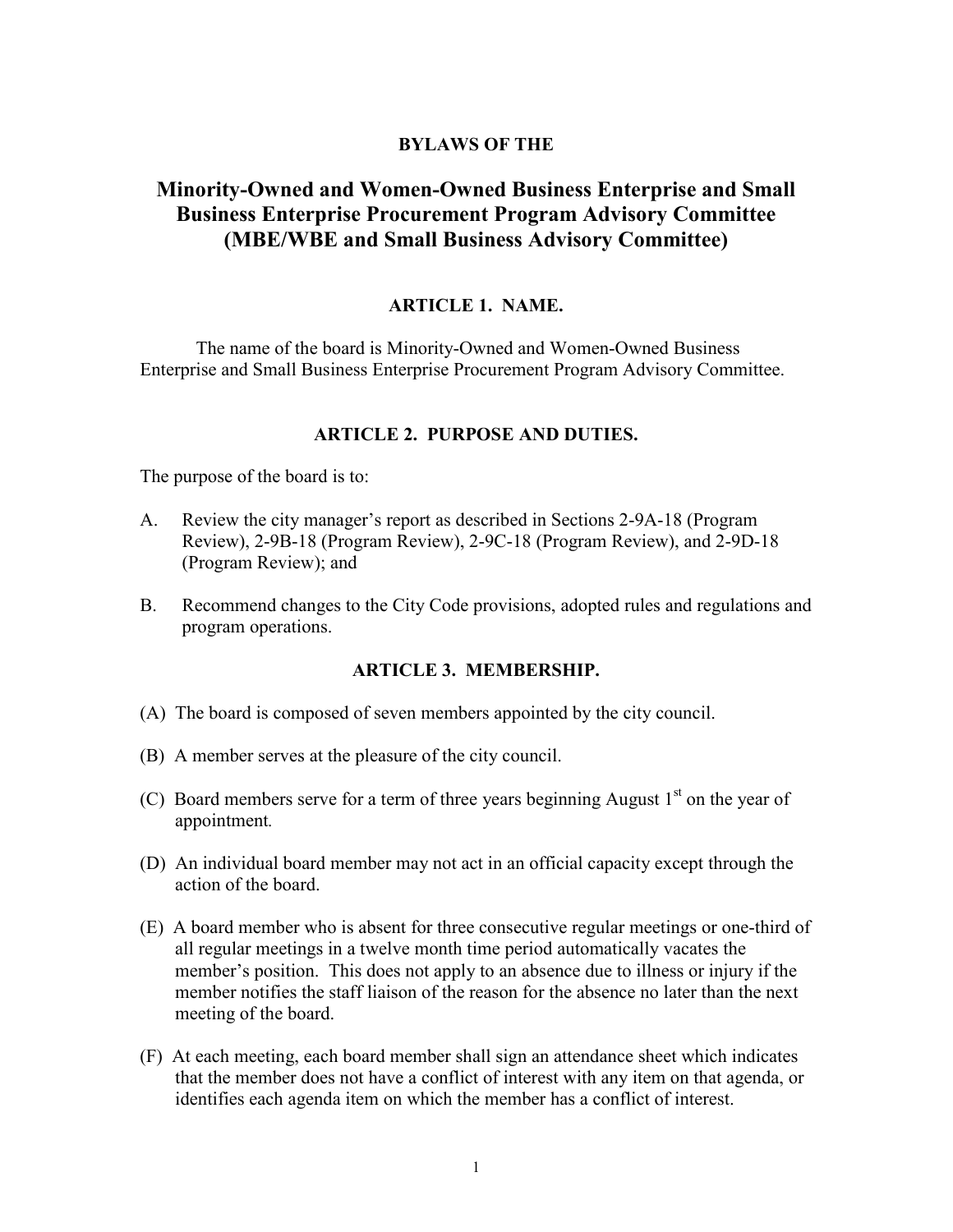**BYLAWS OF THE**

# Minority-Owned and Women-Owned Business Enterprise and Small Business Enterprise Procurement Program Advisory Committee (MBE/WBE and Small Business Advisory Committee)

## ARTICLE 1. NAME.

The name of the board is Minority-Owned and Women-Owned Business Enterprise and Small Business Enterprise Procurement Program Advisory Committee.

## ARTICLE 2. PURPOSE AND DUTIES.

The purpose of the board is to:

A. Review the city manager's report as described in Sections 2-9A-18 (Program Review), 2-9B-18 (Program Review), 2-9C-18 (Program Review), and 2-9D-18 (Program Review); and

B. Recommend changes to the City Code provisions, adopted rules and regulations and program operations.

## ARTICLE 3. MEMBERSHIP.

(A) The board is composed of seven members appointed by the city council.

(B) A member serves at the pleasure of the city council.

(C) Board members serve for a term of three years beginning August 1st on the year of appointment.

(D) An individual board member may not act in an official capacity except through the action of the board.

(E) A board member who is absent for three consecutive regular meetings or one-third of all regular meetings in a twelve month time period automatically vacates the member's position. This does not apply to an absence due to illness or injury if the member notifies the staff liaison of the reason for the absence no later than the next meeting of the board.

(F) At each meeting, each board member shall sign an attendance sheet which indicates that the member does not have a conflict of interest with any item on that agenda, or identifies each agenda item on which the member has a conflict of interest.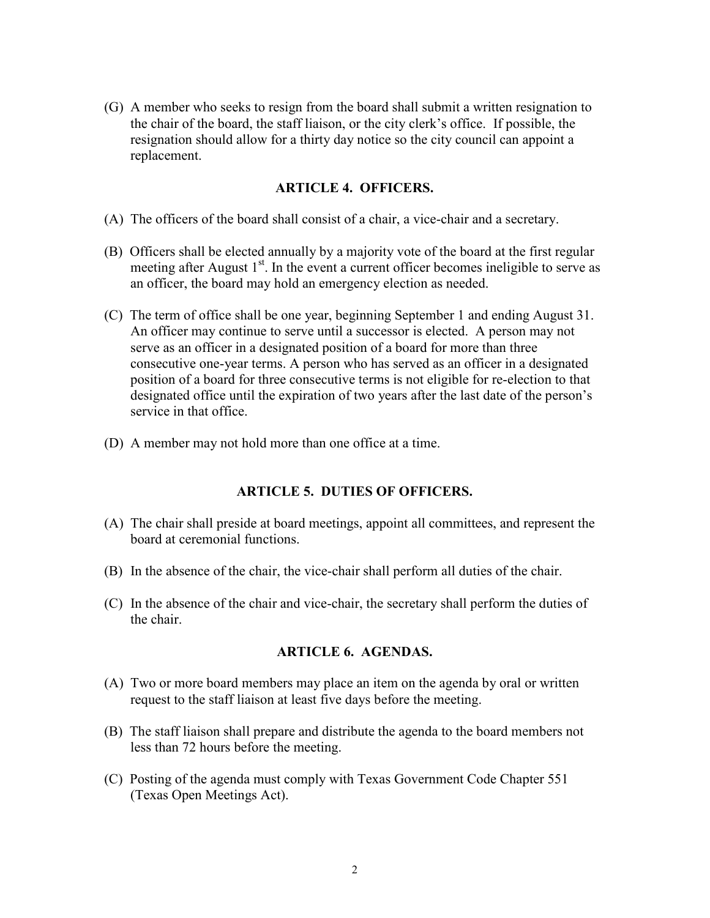(G) A member who seeks to resign from the board shall submit a written resignation to the chair of the board, the staff liaison, or the city clerk's office. If possible, the resignation should allow for a thirty day notice so the city council can appoint a replacement.

## ARTICLE 4. OFFICERS.

(A) The officers of the board shall consist of a chair, a vice-chair and a secretary.

(B) Officers shall be elected annually by a majority vote of the board at the first regular meeting after August 1st. In the event a current officer becomes ineligible to serve as an officer, the board may hold an emergency election as needed.

(C) The term of office shall be one year, beginning September 1 and ending August 31. An officer may continue to serve until a successor is elected. A person may not serve as an officer in a designated position of a board for more than three consecutive one-year terms. A person who has served as an officer in a designated position of a board for three consecutive terms is not eligible for re-election to that designated office until the expiration of two years after the last date of the person's service in that office.

(D) A member may not hold more than one office at a time.

## ARTICLE 5. DUTIES OF OFFICERS.

(A) The chair shall preside at board meetings, appoint all committees, and represent the board at ceremonial functions.

(B) In the absence of the chair, the vice-chair shall perform all duties of the chair.

(C) In the absence of the chair and vice-chair, the secretary shall perform the duties of the chair.

## ARTICLE 6. AGENDAS.

(A) Two or more board members may place an item on the agenda by oral or written request to the staff liaison at least five days before the meeting.

(B) The staff liaison shall prepare and distribute the agenda to the board members not less than 72 hours before the meeting.

(C) Posting of the agenda must comply with Texas Government Code Chapter 551 (Texas Open Meetings Act).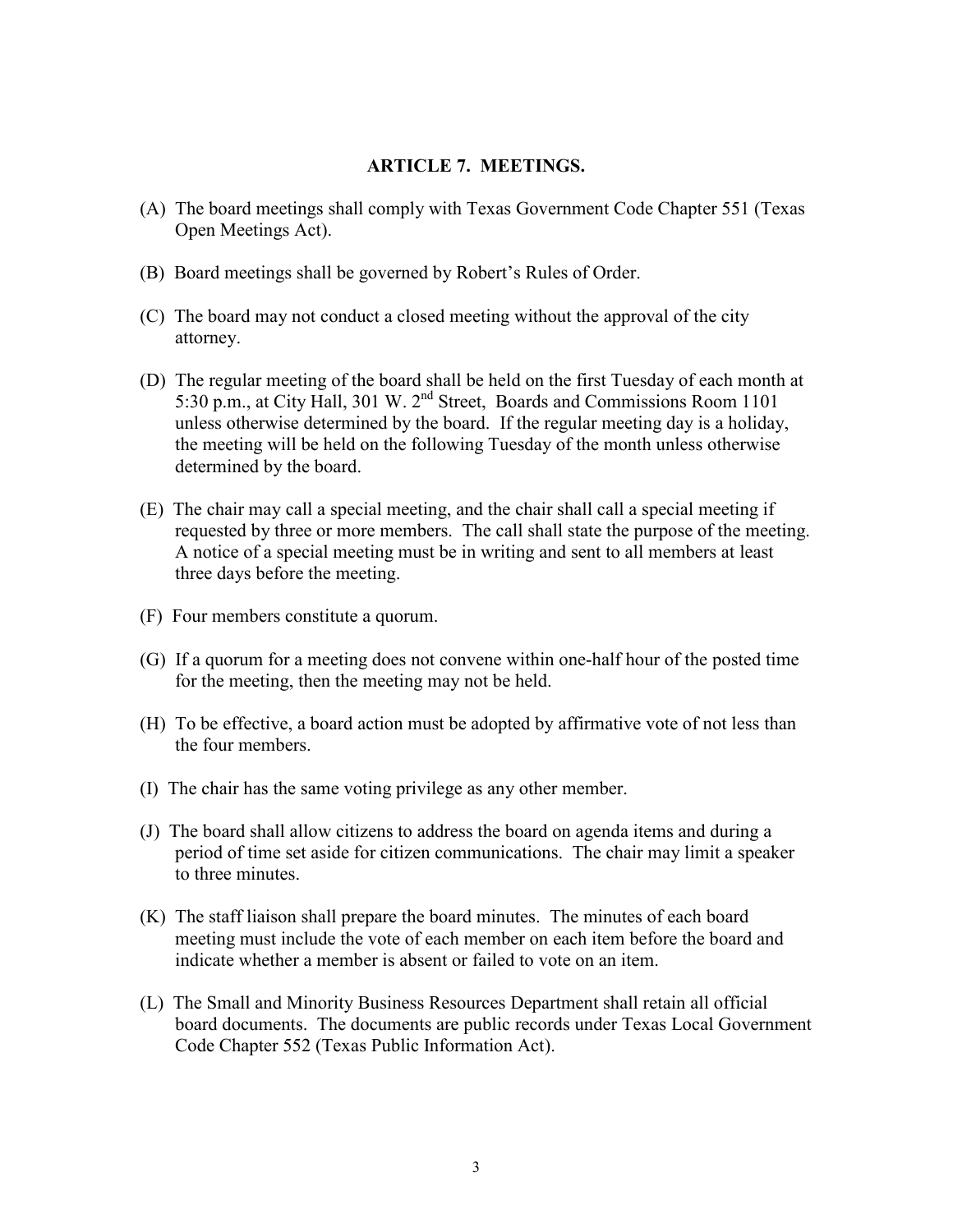## ARTICLE 7. MEETINGS.

(A) The board meetings shall comply with Texas Government Code Chapter 551 (Texas Open Meetings Act).

(B) Board meetings shall be governed by Robert's Rules of Order.

(C) The board may not conduct a closed meeting without the approval of the city attorney.

(D) The regular meeting of the board shall be held on the first Tuesday of each month at 5:30 p.m., at City Hall, 301 W. 2nd Street, Boards and Commissions Room 1101 unless otherwise determined by the board. If the regular meeting day is a holiday, the meeting will be held on the following Tuesday of the month unless otherwise determined by the board.

(E) The chair may call a special meeting, and the chair shall call a special meeting if requested by three or more members. The call shall state the purpose of the meeting. A notice of a special meeting must be in writing and sent to all members at least three days before the meeting.

(F) Four members constitute a quorum.

(G) If a quorum for a meeting does not convene within one-half hour of the posted time for the meeting, then the meeting may not be held.

(H) To be effective, a board action must be adopted by affirmative vote of not less than the four members.

(I) The chair has the same voting privilege as any other member.

(J) The board shall allow citizens to address the board on agenda items and during a period of time set aside for citizen communications. The chair may limit a speaker to three minutes.

(K) The staff liaison shall prepare the board minutes. The minutes of each board meeting must include the vote of each member on each item before the board and indicate whether a member is absent or failed to vote on an item.

(L) The Small and Minority Business Resources Department shall retain all official board documents. The documents are public records under Texas Local Government Code Chapter 552 (Texas Public Information Act).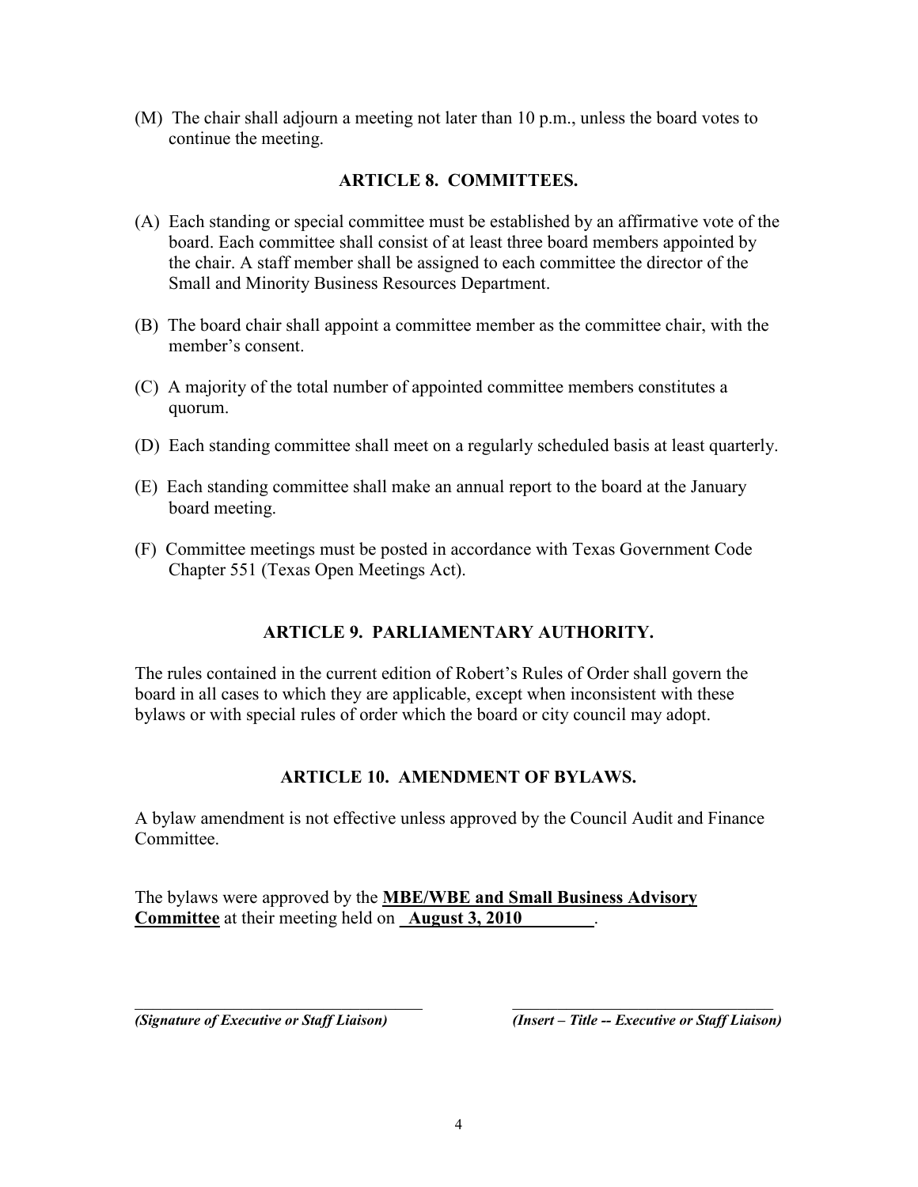(M) The chair shall adjourn a meeting not later than 10 p.m., unless the board votes to continue the meeting.

## ARTICLE 8. COMMITTEES.

(A) Each standing or special committee must be established by an affirmative vote of the board. Each committee shall consist of at least three board members appointed by the chair. A staff member shall be assigned to each committee the director of the Small and Minority Business Resources Department.

(B) The board chair shall appoint a committee member as the committee chair, with the member's consent.

(C) A majority of the total number of appointed committee members constitutes a quorum.

(D) Each standing committee shall meet on a regularly scheduled basis at least quarterly.

(E) Each standing committee shall make an annual report to the board at the January board meeting.

(F) Committee meetings must be posted in accordance with Texas Government Code Chapter 551 (Texas Open Meetings Act).

## ARTICLE 9. PARLIAMENTARY AUTHORITY.

The rules contained in the current edition of Robert's Rules of Order shall govern the board in all cases to which they are applicable, except when inconsistent with these bylaws or with special rules of order which the board or city council may adopt.

## ARTICLE 10. AMENDMENT OF BYLAWS.

A bylaw amendment is not effective unless approved by the Council Audit and Finance Committee.

The bylaws were approved by the **MBE/WBE and Small Business Advisory Committee** at their meeting held on **August 3, 2010**.

\_\_\_\_\_\_\_\_\_\_\_\_\_\_\_\_\_\_\_\_\_\_\_\_\_\_\_\_\_\_\_\_\_\_\_\_
***(Signature of Executive or Staff Liaison)***

\_\_\_\_\_\_\_\_\_\_\_\_\_\_\_\_\_\_\_\_\_\_\_\_\_\_\_\_\_\_\_\_\_\_\_\_
***(Insert – Title -- Executive or Staff Liaison)***